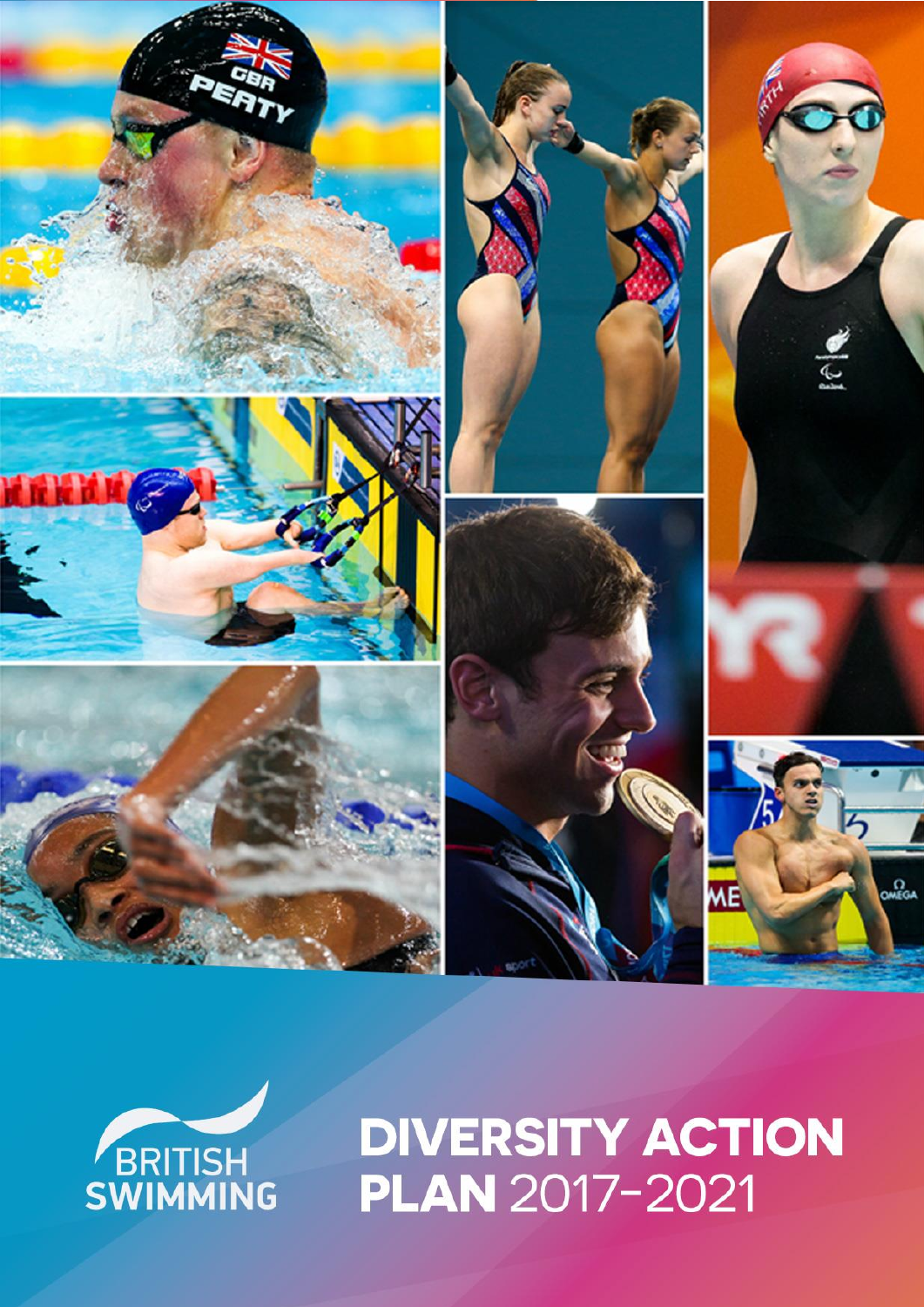BRITISH SWIMMING

# DIVERSITY ACTION PLAN 2017–2021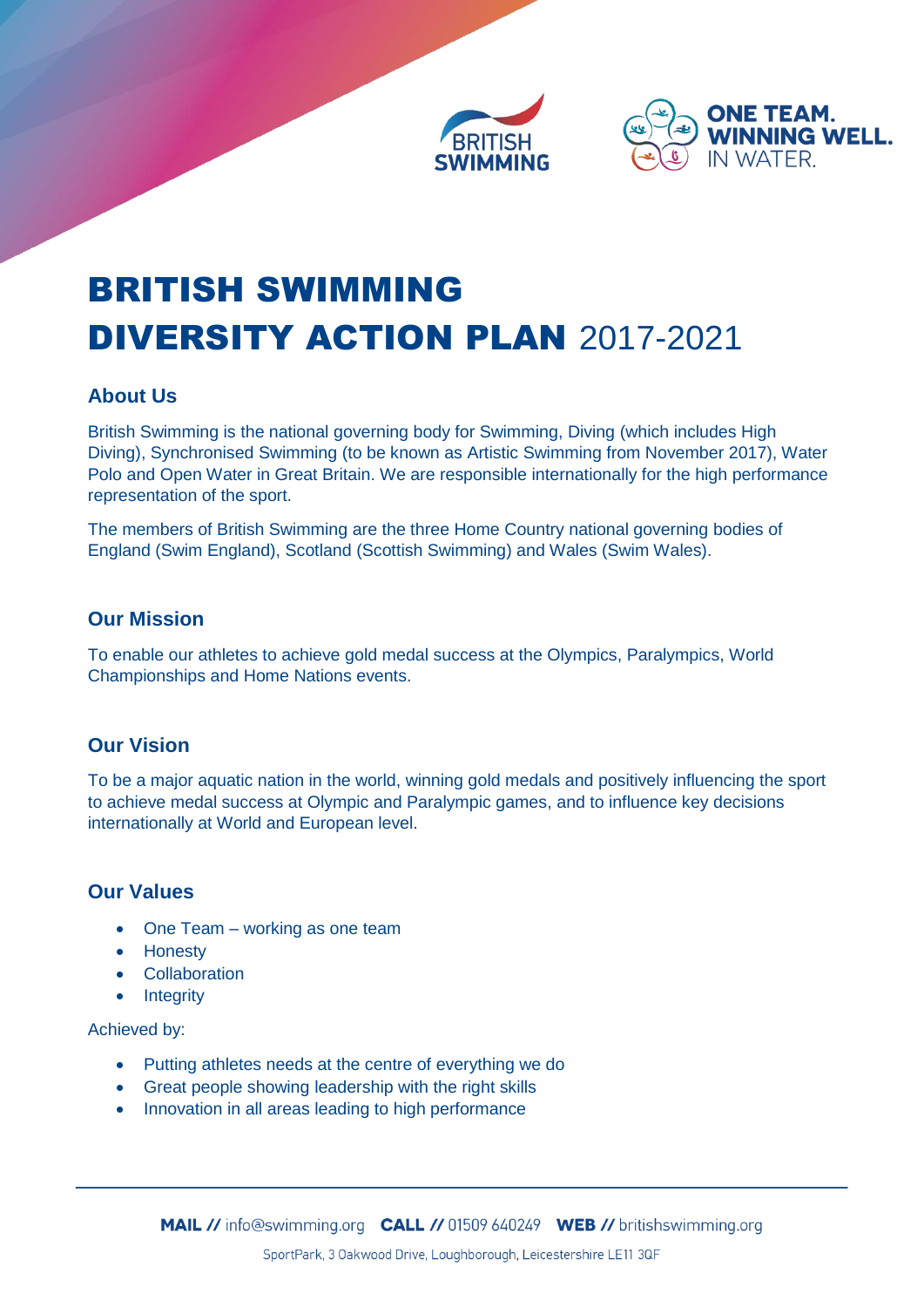BRITISH SWIMMING

ONE TEAM. WINNING WELL. IN WATER.

# BRITISH SWIMMING DIVERSITY ACTION PLAN 2017-2021

## About Us

British Swimming is the national governing body for Swimming, Diving (which includes High Diving), Synchronised Swimming (to be known as Artistic Swimming from November 2017), Water Polo and Open Water in Great Britain. We are responsible internationally for the high performance representation of the sport.

The members of British Swimming are the three Home Country national governing bodies of England (Swim England), Scotland (Scottish Swimming) and Wales (Swim Wales).

## Our Mission

To enable our athletes to achieve gold medal success at the Olympics, Paralympics, World Championships and Home Nations events.

## Our Vision

To be a major aquatic nation in the world, winning gold medals and positively influencing the sport to achieve medal success at Olympic and Paralympic games, and to influence key decisions internationally at World and European level.

## Our Values

- One Team – working as one team
- Honesty
- Collaboration
- Integrity

Achieved by:

- Putting athletes needs at the centre of everything we do
- Great people showing leadership with the right skills
- Innovation in all areas leading to high performance

**MAIL //** info@swimming.org **CALL //** 01509 640249 **WEB //** britishswimming.org

SportPark, 3 Oakwood Drive, Loughborough, Leicestershire LE11 3QF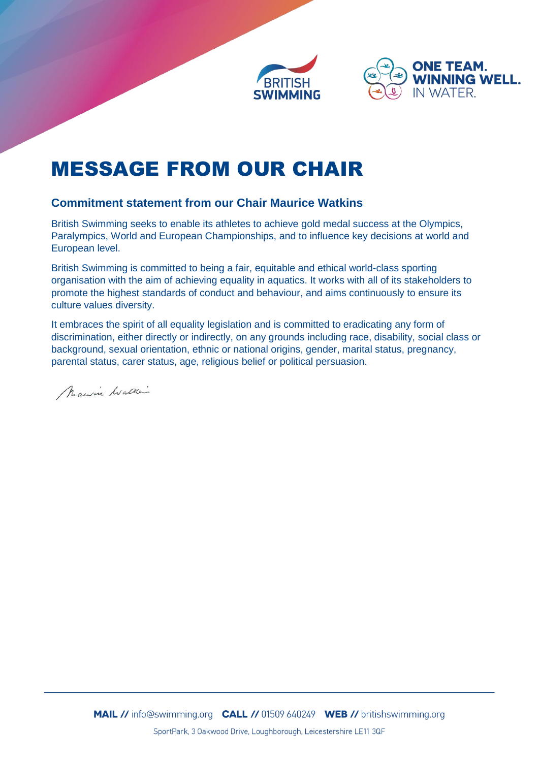# MESSAGE FROM OUR CHAIR

### Commitment statement from our Chair Maurice Watkins

British Swimming seeks to enable its athletes to achieve gold medal success at the Olympics, Paralympics, World and European Championships, and to influence key decisions at world and European level.

British Swimming is committed to being a fair, equitable and ethical world-class sporting organisation with the aim of achieving equality in aquatics. It works with all of its stakeholders to promote the highest standards of conduct and behaviour, and aims continuously to ensure its culture values diversity.

It embraces the spirit of all equality legislation and is committed to eradicating any form of discrimination, either directly or indirectly, on any grounds including race, disability, social class or background, sexual orientation, ethnic or national origins, gender, marital status, pregnancy, parental status, carer status, age, religious belief or political persuasion.

Maurice Watkins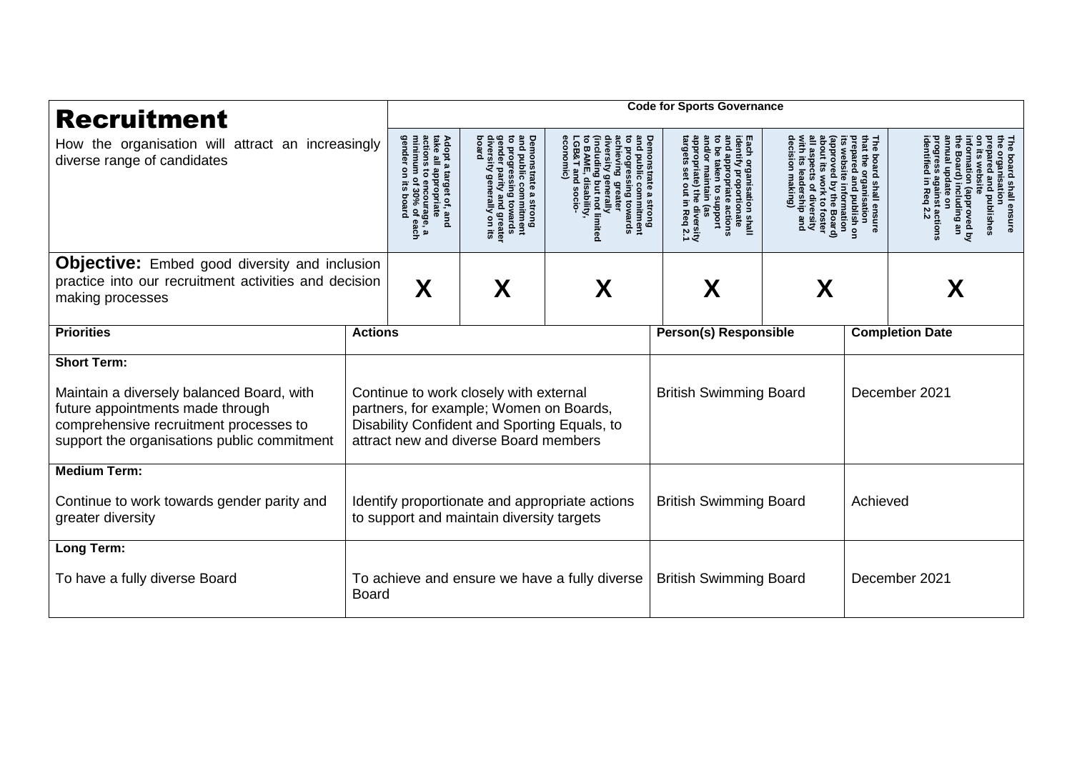| **Recruitment**<br>How the organisation will attract an increasingly diverse range of candidates | | **Code for Sports Governance** | | | | | |
|---|---|---|---|---|---|---|---|
| | | **Adopt a target of, and take all appropriate actions to encourage, a minimum of 30% of each gender on its board** | **Demonstrate a strong and public commitment to progressing towards gender parity and greater diversity generally on its board** | **Demonstrate a strong and public commitment to progressing towards achieving greater diversity generally (including but not limited to BAME, disability, LGB&T and socio-economic)** | **Each organisation shall identify proportionate and appropriate actions to be taken to support and/or maintain (as appropriate) the diversity targets set out in Req 2.1** | **The board shall ensure that the organisation prepared and publish on its website information (approved by the Board) about its work to foster all aspects of diversity with its leadership and decision making)** | **The board shall ensure the organisation prepared and publishes on its website information (approved by the Board) including an annual update on progress against actions identified in Req 2.2** |
| **Objective:** Embed good diversity and inclusion practice into our recruitment activities and decision making processes | | **X** | **X** | **X** | **X** | **X** | **X** |

| **Priorities** | **Actions** | **Person(s) Responsible** | **Completion Date** |
|---|---|---|---|
| **Short Term:**<br><br>Maintain a diversely balanced Board, with future appointments made through comprehensive recruitment processes to support the organisations public commitment | Continue to work closely with external partners, for example; Women on Boards, Disability Confident and Sporting Equals, to attract new and diverse Board members | British Swimming Board | December 2021 |
| **Medium Term:**<br><br>Continue to work towards gender parity and greater diversity | Identify proportionate and appropriate actions to support and maintain diversity targets | British Swimming Board | Achieved |
| **Long Term:**<br><br>To have a fully diverse Board | To achieve and ensure we have a fully diverse Board | British Swimming Board | December 2021 |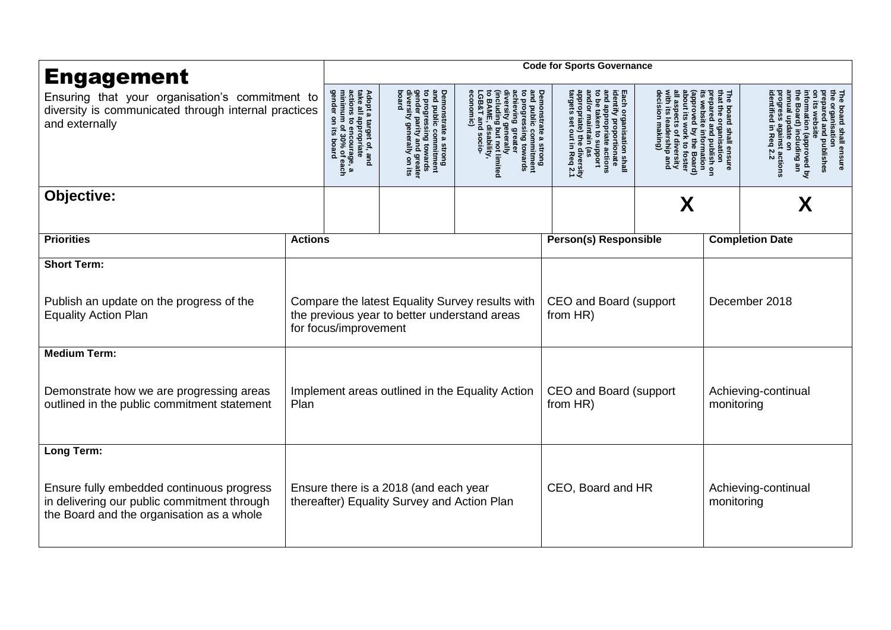# Engagement

Ensuring that your organisation's commitment to diversity is communicated through internal practices and externally

| Code for Sports Governance | | | | | |
|---|---|---|---|---|---|
| Adopt a target of, and take all appropriate actions to encourage, a minimum of 30% of each gender on its board | Demonstrate a strong and public commitment to progressing towards gender parity and greater diversity generally on its board | Demonstrate a strong and public commitment to progressing towards achieving greater diversity generally (including but not limited to BAME, disability, LGB&T and socio-economic) | Each organisation shall identify proportionate and appropriate actions to be taken to support and/or maintain (as appropriate) the diversity targets set out in Req 2.1 | The board shall ensure that the organisation prepared and publish on its website information (approved by the Board) about its work to foster all aspects of diversity with its leadership and decision making) | The board shall ensure the organisation prepared and publishes on its website information (approved by the Board) including an annual update on progress against actions identified in Req 2.2 |

**Objective:**

| | | | | | |
|---|---|---|---|---|---|
| | | | | X | X |

| Priorities | Actions | Person(s) Responsible | Completion Date |
|---|---|---|---|
| **Short Term:**<br><br>Publish an update on the progress of the Equality Action Plan | Compare the latest Equality Survey results with the previous year to better understand areas for focus/improvement | CEO and Board (support from HR) | December 2018 |
| **Medium Term:**<br><br>Demonstrate how we are progressing areas outlined in the public commitment statement | Implement areas outlined in the Equality Action Plan | CEO and Board (support from HR) | Achieving-continual monitoring |
| **Long Term:**<br><br>Ensure fully embedded continuous progress in delivering our public commitment through the Board and the organisation as a whole | Ensure there is a 2018 (and each year thereafter) Equality Survey and Action Plan | CEO, Board and HR | Achieving-continual monitoring |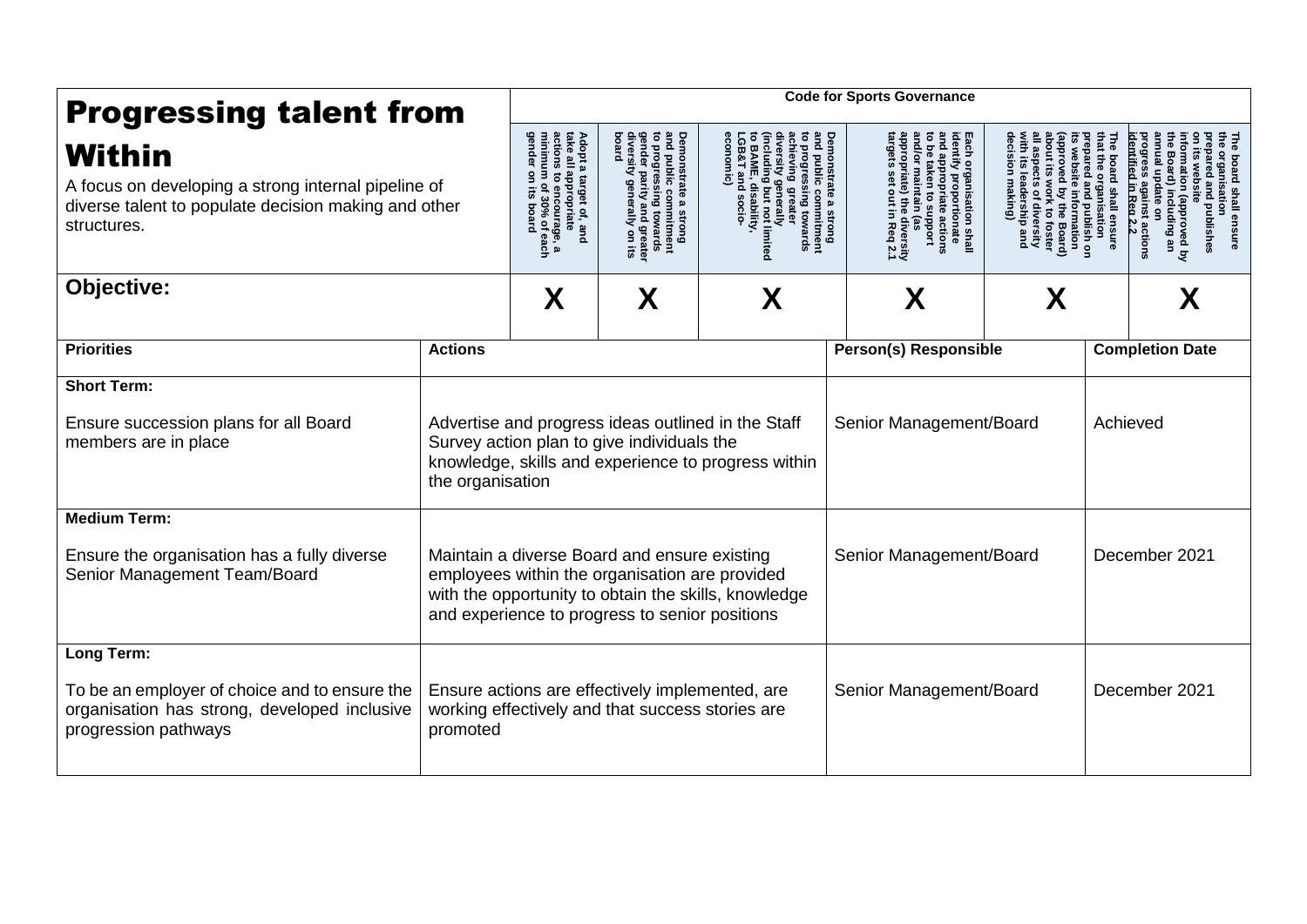# Progressing talent from Within

A focus on developing a strong internal pipeline of diverse talent to populate decision making and other structures.

| Code for Sports Governance | | | | | |
|---|---|---|---|---|---|
| Adopt a target of, and take all appropriate actions to encourage, a minimum of 30% of each gender on its board | Demonstrate a strong and public commitment to progressing towards gender parity and greater diversity generally on its board | Demonstrate a strong and public commitment to progressing towards achieving greater diversity generally (including but not limited to BAME, disability, LGB&T and socio-economic) | Each organisation shall identify proportionate and appropriate actions to be taken to support and/or maintain (as appropriate) the diversity targets set out in Req 2.1 | The board shall ensure that the organisation prepared and publish on its website information (approved by the Board) about its work to foster all aspects of diversity with its leadership and decision making) | The board shall ensure the organisation prepared and publishes on its website information (approved by the Board) including an annual update on progress against actions identified in Req 2.2 |

**Objective:**

| | | | | | |
|---|---|---|---|---|---|
| X | X | X | X | X | X |

| Priorities | Actions | Person(s) Responsible | Completion Date |
|---|---|---|---|
| **Short Term:**<br><br>Ensure succession plans for all Board members are in place | Advertise and progress ideas outlined in the Staff Survey action plan to give individuals the knowledge, skills and experience to progress within the organisation | Senior Management/Board | Achieved |
| **Medium Term:**<br><br>Ensure the organisation has a fully diverse Senior Management Team/Board | Maintain a diverse Board and ensure existing employees within the organisation are provided with the opportunity to obtain the skills, knowledge and experience to progress to senior positions | Senior Management/Board | December 2021 |
| **Long Term:**<br><br>To be an employer of choice and to ensure the organisation has strong, developed inclusive progression pathways | Ensure actions are effectively implemented, are working effectively and that success stories are promoted | Senior Management/Board | December 2021 |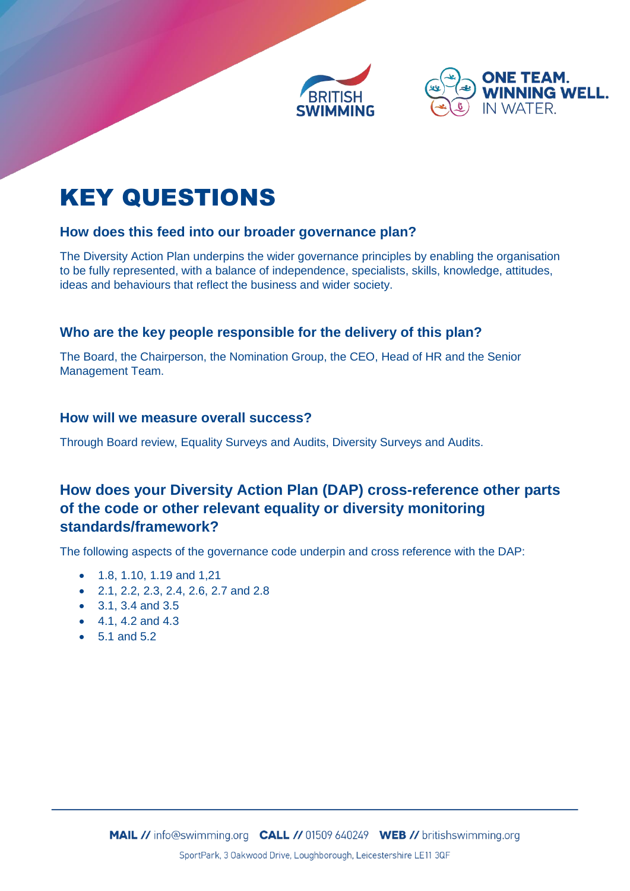# KEY QUESTIONS

### How does this feed into our broader governance plan?

The Diversity Action Plan underpins the wider governance principles by enabling the organisation to be fully represented, with a balance of independence, specialists, skills, knowledge, attitudes, ideas and behaviours that reflect the business and wider society.

### Who are the key people responsible for the delivery of this plan?

The Board, the Chairperson, the Nomination Group, the CEO, Head of HR and the Senior Management Team.

### How will we measure overall success?

Through Board review, Equality Surveys and Audits, Diversity Surveys and Audits.

## How does your Diversity Action Plan (DAP) cross-reference other parts of the code or other relevant equality or diversity monitoring standards/framework?

The following aspects of the governance code underpin and cross reference with the DAP:

- 1.8, 1.10, 1.19 and 1,21
- 2.1, 2.2, 2.3, 2.4, 2.6, 2.7 and 2.8
- 3.1, 3.4 and 3.5
- 4.1, 4.2 and 4.3
- 5.1 and 5.2